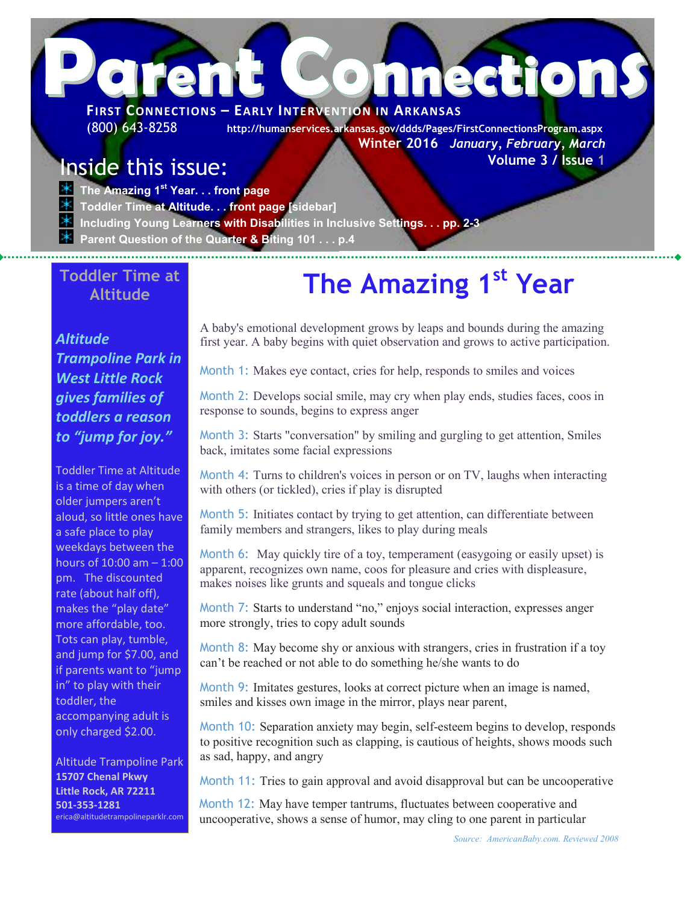# Parent Connections

**FIRST CONNECTIONS – EARLY INTERVENTION IN ARKANSAS**

(800) 643-8258 http://humanservices.arkansas.gov/ddds/Pages/FirstConnectionsProgram.aspx

**Winter 2016** ***January, February, March***

**Volume 3 / Issue 1**

## Inside this issue:

- **The Amazing 1st Year. . . front page**
- **Toddler Time at Altitude. . . front page [sidebar]**
- **Including Young Learners with Disabilities in Inclusive Settings. . . pp. 2-3**
- **Parent Question of the Quarter & Biting 101 . . . p.4**

## Toddler Time at Altitude

***Altitude Trampoline Park in West Little Rock gives families of toddlers a reason to "jump for joy."***

Toddler Time at Altitude is a time of day when older jumpers aren't aloud, so little ones have a safe place to play weekdays between the hours of 10:00 am – 1:00 pm. The discounted rate (about half off), makes the "play date" more affordable, too. Tots can play, tumble, and jump for $7.00, and if parents want to "jump in" to play with their toddler, the accompanying adult is only charged $2.00.

Altitude Trampoline Park
**15707 Chenal Pkwy**
**Little Rock, AR 72211**
**501-353-1281**
erica@altitudetrampolineparklr.com

## The Amazing 1st Year

A baby's emotional development grows by leaps and bounds during the amazing first year. A baby begins with quiet observation and grows to active participation.

Month 1: Makes eye contact, cries for help, responds to smiles and voices

Month 2: Develops social smile, may cry when play ends, studies faces, coos in response to sounds, begins to express anger

Month 3: Starts "conversation" by smiling and gurgling to get attention, Smiles back, imitates some facial expressions

Month 4: Turns to children's voices in person or on TV, laughs when interacting with others (or tickled), cries if play is disrupted

Month 5: Initiates contact by trying to get attention, can differentiate between family members and strangers, likes to play during meals

Month 6: May quickly tire of a toy, temperament (easygoing or easily upset) is apparent, recognizes own name, coos for pleasure and cries with displeasure, makes noises like grunts and squeals and tongue clicks

Month 7: Starts to understand "no," enjoys social interaction, expresses anger more strongly, tries to copy adult sounds

Month 8: May become shy or anxious with strangers, cries in frustration if a toy can't be reached or not able to do something he/she wants to do

Month 9: Imitates gestures, looks at correct picture when an image is named, smiles and kisses own image in the mirror, plays near parent,

Month 10: Separation anxiety may begin, self-esteem begins to develop, responds to positive recognition such as clapping, is cautious of heights, shows moods such as sad, happy, and angry

Month 11: Tries to gain approval and avoid disapproval but can be uncooperative

Month 12: May have temper tantrums, fluctuates between cooperative and uncooperative, shows a sense of humor, may cling to one parent in particular

*Source: AmericanBaby.com. Reviewed 2008*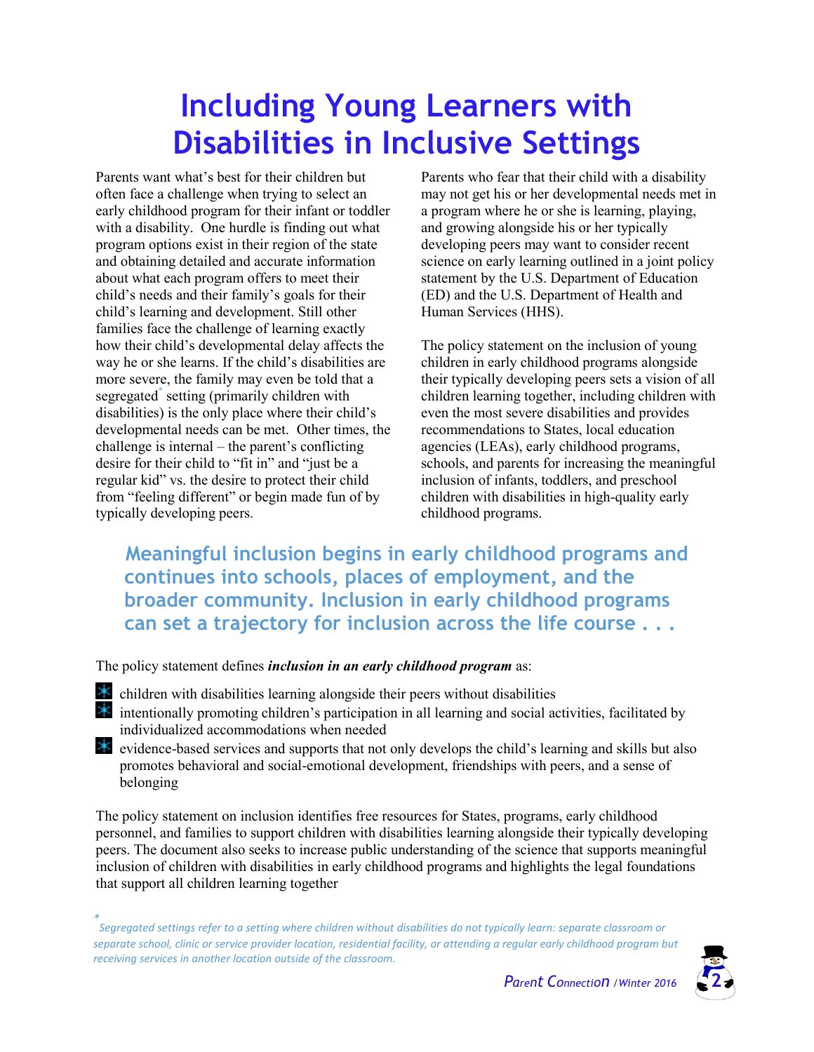# Including Young Learners with Disabilities in Inclusive Settings

Parents want what's best for their children but often face a challenge when trying to select an early childhood program for their infant or toddler with a disability. One hurdle is finding out what program options exist in their region of the state and obtaining detailed and accurate information about what each program offers to meet their child's needs and their family's goals for their child's learning and development. Still other families face the challenge of learning exactly how their child's developmental delay affects the way he or she learns. If the child's disabilities are more severe, the family may even be told that a segregated* setting (primarily children with disabilities) is the only place where their child's developmental needs can be met. Other times, the challenge is internal – the parent's conflicting desire for their child to "fit in" and "just be a regular kid" vs. the desire to protect their child from "feeling different" or begin made fun of by typically developing peers.

Parents who fear that their child with a disability may not get his or her developmental needs met in a program where he or she is learning, playing, and growing alongside his or her typically developing peers may want to consider recent science on early learning outlined in a joint policy statement by the U.S. Department of Education (ED) and the U.S. Department of Health and Human Services (HHS).

The policy statement on the inclusion of young children in early childhood programs alongside their typically developing peers sets a vision of all children learning together, including children with even the most severe disabilities and provides recommendations to States, local education agencies (LEAs), early childhood programs, schools, and parents for increasing the meaningful inclusion of infants, toddlers, and preschool children with disabilities in high-quality early childhood programs.

**Meaningful inclusion begins in early childhood programs and continues into schools, places of employment, and the broader community. Inclusion in early childhood programs can set a trajectory for inclusion across the life course . . .**

The policy statement defines ***inclusion in an early childhood program*** as:

- children with disabilities learning alongside their peers without disabilities
- intentionally promoting children's participation in all learning and social activities, facilitated by individualized accommodations when needed
- evidence-based services and supports that not only develops the child's learning and skills but also promotes behavioral and social-emotional development, friendships with peers, and a sense of belonging

The policy statement on inclusion identifies free resources for States, programs, early childhood personnel, and families to support children with disabilities learning alongside their typically developing peers. The document also seeks to increase public understanding of the science that supports meaningful inclusion of children with disabilities in early childhood programs and highlights the legal foundations that support all children learning together

*\* Segregated settings refer to a setting where children without disabilities do not typically learn: separate classroom or separate school, clinic or service provider location, residential facility, or attending a regular early childhood program but receiving services in another location outside of the classroom.*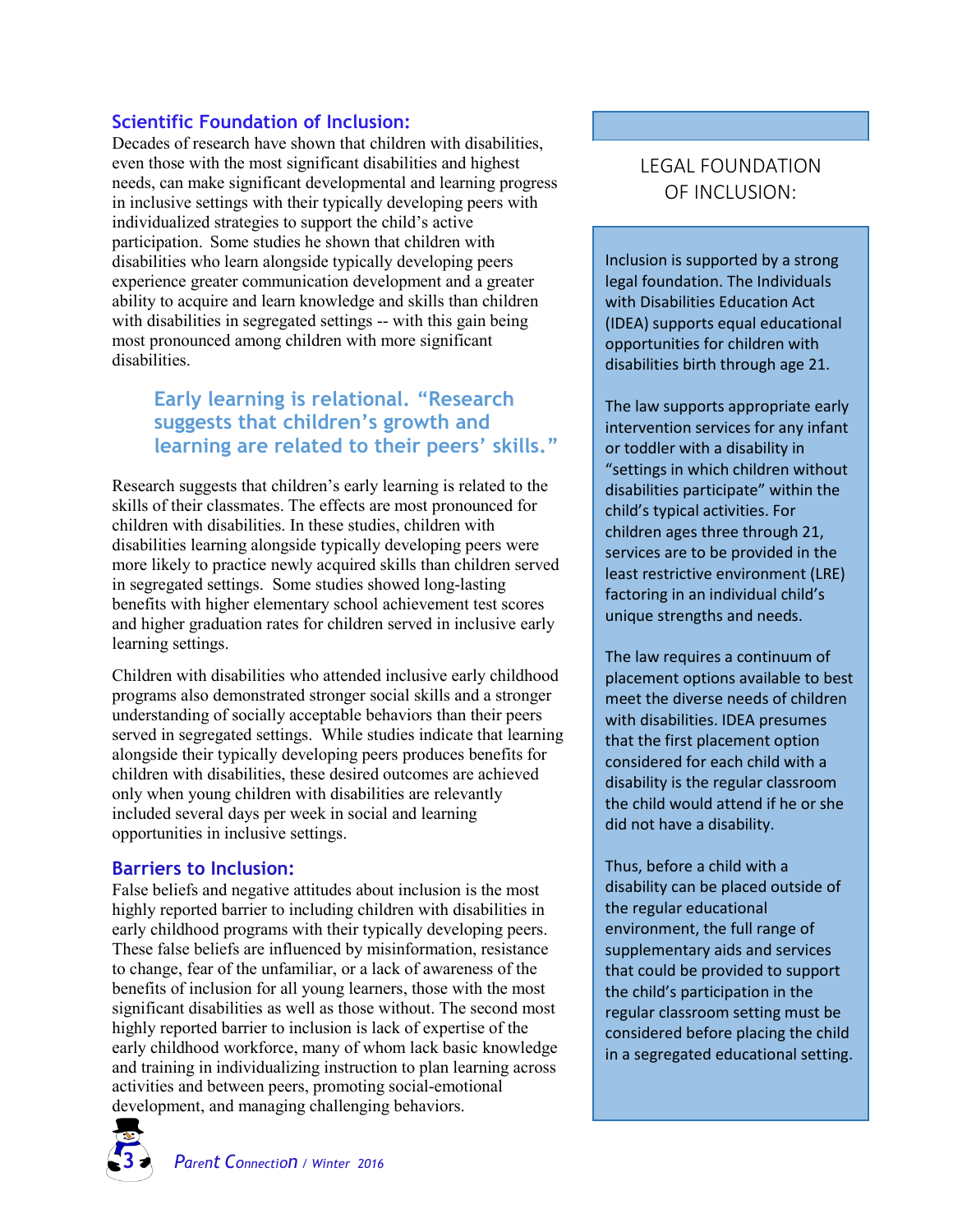## Scientific Foundation of Inclusion:

Decades of research have shown that children with disabilities, even those with the most significant disabilities and highest needs, can make significant developmental and learning progress in inclusive settings with their typically developing peers with individualized strategies to support the child's active participation. Some studies he shown that children with disabilities who learn alongside typically developing peers experience greater communication development and a greater ability to acquire and learn knowledge and skills than children with disabilities in segregated settings -- with this gain being most pronounced among children with more significant disabilities.

> **Early learning is relational. "Research suggests that children's growth and learning are related to their peers' skills."**

Research suggests that children's early learning is related to the skills of their classmates. The effects are most pronounced for children with disabilities. In these studies, children with disabilities learning alongside typically developing peers were more likely to practice newly acquired skills than children served in segregated settings. Some studies showed long-lasting benefits with higher elementary school achievement test scores and higher graduation rates for children served in inclusive early learning settings.

Children with disabilities who attended inclusive early childhood programs also demonstrated stronger social skills and a stronger understanding of socially acceptable behaviors than their peers served in segregated settings. While studies indicate that learning alongside their typically developing peers produces benefits for children with disabilities, these desired outcomes are achieved only when young children with disabilities are relevantly included several days per week in social and learning opportunities in inclusive settings.

## Barriers to Inclusion:

False beliefs and negative attitudes about inclusion is the most highly reported barrier to including children with disabilities in early childhood programs with their typically developing peers. These false beliefs are influenced by misinformation, resistance to change, fear of the unfamiliar, or a lack of awareness of the benefits of inclusion for all young learners, those with the most significant disabilities as well as those without. The second most highly reported barrier to inclusion is lack of expertise of the early childhood workforce, many of whom lack basic knowledge and training in individualizing instruction to plan learning across activities and between peers, promoting social-emotional development, and managing challenging behaviors.

## LEGAL FOUNDATION OF INCLUSION:

Inclusion is supported by a strong legal foundation. The Individuals with Disabilities Education Act (IDEA) supports equal educational opportunities for children with disabilities birth through age 21.

The law supports appropriate early intervention services for any infant or toddler with a disability in "settings in which children without disabilities participate" within the child's typical activities. For children ages three through 21, services are to be provided in the least restrictive environment (LRE) factoring in an individual child's unique strengths and needs.

The law requires a continuum of placement options available to best meet the diverse needs of children with disabilities. IDEA presumes that the first placement option considered for each child with a disability is the regular classroom the child would attend if he or she did not have a disability.

Thus, before a child with a disability can be placed outside of the regular educational environment, the full range of supplementary aids and services that could be provided to support the child's participation in the regular classroom setting must be considered before placing the child in a segregated educational setting.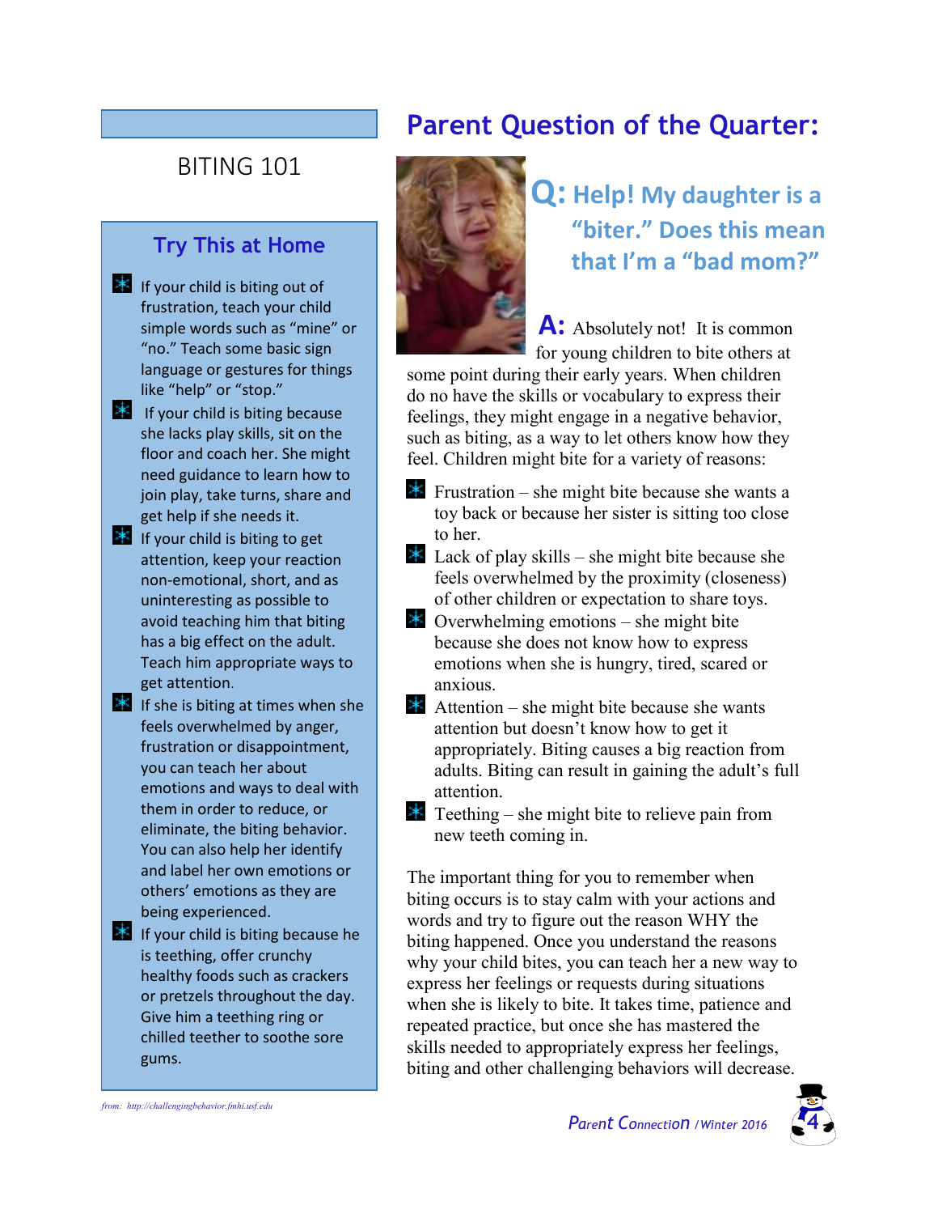# BITING 101

## Try This at Home

- If your child is biting out of frustration, teach your child simple words such as “mine” or “no.” Teach some basic sign language or gestures for things like “help” or “stop.”
- If your child is biting because she lacks play skills, sit on the floor and coach her. She might need guidance to learn how to join play, take turns, share and get help if she needs it.
- If your child is biting to get attention, keep your reaction non-emotional, short, and as uninteresting as possible to avoid teaching him that biting has a big effect on the adult. Teach him appropriate ways to get attention.
- If she is biting at times when she feels overwhelmed by anger, frustration or disappointment, you can teach her about emotions and ways to deal with them in order to reduce, or eliminate, the biting behavior. You can also help her identify and label her own emotions or others’ emotions as they are being experienced.
- If your child is biting because he is teething, offer crunchy healthy foods such as crackers or pretzels throughout the day. Give him a teething ring or chilled teether to soothe sore gums.

*from: http://challengingbehavior.fmhi.usf.edu*

## Parent Question of the Quarter:

### Q: Help! My daughter is a “biter.” Does this mean that I’m a “bad mom?”

**A:** Absolutely not! It is common for young children to bite others at some point during their early years. When children do no have the skills or vocabulary to express their feelings, they might engage in a negative behavior, such as biting, as a way to let others know how they feel. Children might bite for a variety of reasons:

- Frustration – she might bite because she wants a toy back or because her sister is sitting too close to her.
- Lack of play skills – she might bite because she feels overwhelmed by the proximity (closeness) of other children or expectation to share toys.
- Overwhelming emotions – she might bite because she does not know how to express emotions when she is hungry, tired, scared or anxious.
- Attention – she might bite because she wants attention but doesn’t know how to get it appropriately. Biting causes a big reaction from adults. Biting can result in gaining the adult’s full attention.
- Teething – she might bite to relieve pain from new teeth coming in.

The important thing for you to remember when biting occurs is to stay calm with your actions and words and try to figure out the reason WHY the biting happened. Once you understand the reasons why your child bites, you can teach her a new way to express her feelings or requests during situations when she is likely to bite. It takes time, patience and repeated practice, but once she has mastered the skills needed to appropriately express her feelings, biting and other challenging behaviors will decrease.